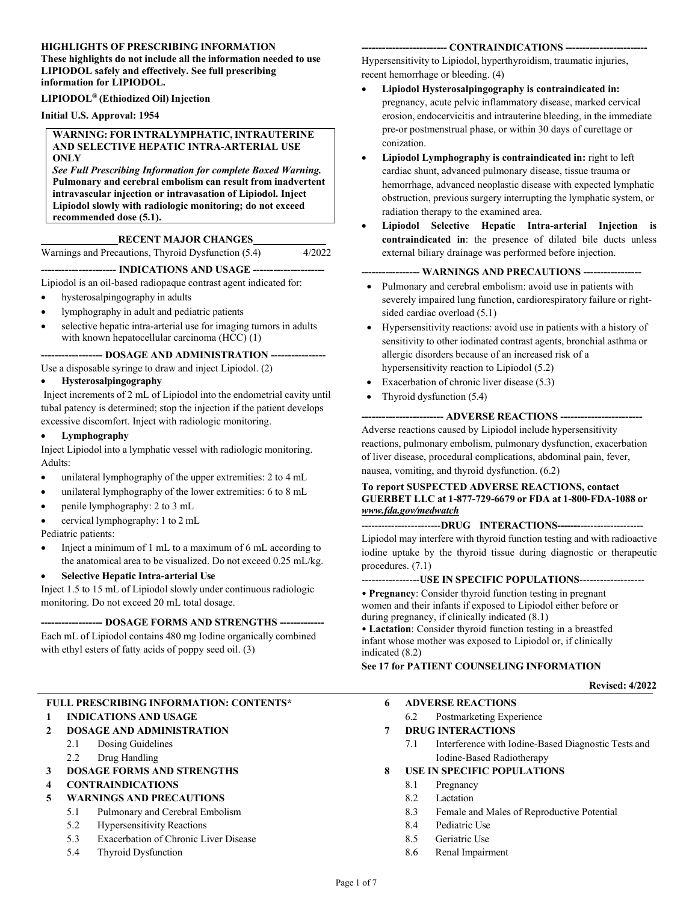**HIGHLIGHTS OF PRESCRIBING INFORMATION**
**These highlights do not include all the information needed to use LIPIODOL safely and effectively. See full prescribing information for LIPIODOL.**

**LIPIODOL® (Ethiodized Oil) Injection**

**Initial U.S. Approval: 1954**

> **WARNING: FOR INTRALYMPHATIC, INTRAUTERINE AND SELECTIVE HEPATIC INTRA-ARTERIAL USE ONLY**
> ***See Full Prescribing Information for complete Boxed Warning.***
> **Pulmonary and cerebral embolism can result from inadvertent intravascular injection or intravasation of Lipiodol. Inject Lipiodol slowly with radiologic monitoring; do not exceed recommended dose (5.1).**

**RECENT MAJOR CHANGES**

Warnings and Precautions, Thyroid Dysfunction (5.4) 4/2022

**INDICATIONS AND USAGE**

Lipiodol is an oil-based radiopaque contrast agent indicated for:

- hysterosalpingography in adults
- lymphography in adult and pediatric patients
- selective hepatic intra-arterial use for imaging tumors in adults with known hepatocellular carcinoma (HCC) (1)

**DOSAGE AND ADMINISTRATION**

Use a disposable syringe to draw and inject Lipiodol. (2)

- **Hysterosalpingography**

Inject increments of 2 mL of Lipiodol into the endometrial cavity until tubal patency is determined; stop the injection if the patient develops excessive discomfort. Inject with radiologic monitoring.

- **Lymphography**

Inject Lipiodol into a lymphatic vessel with radiologic monitoring.
Adults:

- unilateral lymphography of the upper extremities: 2 to 4 mL
- unilateral lymphography of the lower extremities: 6 to 8 mL
- penile lymphography: 2 to 3 mL
- cervical lymphography: 1 to 2 mL

Pediatric patients:

- Inject a minimum of 1 mL to a maximum of 6 mL according to the anatomical area to be visualized. Do not exceed 0.25 mL/kg.

- **Selective Hepatic Intra-arterial Use**

Inject 1.5 to 15 mL of Lipiodol slowly under continuous radiologic monitoring. Do not exceed 20 mL total dosage.

**DOSAGE FORMS AND STRENGTHS**

Each mL of Lipiodol contains 480 mg Iodine organically combined with ethyl esters of fatty acids of poppy seed oil. (3)

**CONTRAINDICATIONS**

Hypersensitivity to Lipiodol, hyperthyroidism, traumatic injuries, recent hemorrhage or bleeding. (4)

- **Lipiodol Hysterosalpingography is contraindicated in:** pregnancy, acute pelvic inflammatory disease, marked cervical erosion, endocervicitis and intrauterine bleeding, in the immediate pre-or postmenstrual phase, or within 30 days of curettage or conization.
- **Lipiodol Lymphography is contraindicated in:** right to left cardiac shunt, advanced pulmonary disease, tissue trauma or hemorrhage, advanced neoplastic disease with expected lymphatic obstruction, previous surgery interrupting the lymphatic system, or radiation therapy to the examined area.
- **Lipiodol Selective Hepatic Intra-arterial Injection is contraindicated in**: the presence of dilated bile ducts unless external biliary drainage was performed before injection.

**WARNINGS AND PRECAUTIONS**

- Pulmonary and cerebral embolism: avoid use in patients with severely impaired lung function, cardiorespiratory failure or right-sided cardiac overload (5.1)
- Hypersensitivity reactions: avoid use in patients with a history of sensitivity to other iodinated contrast agents, bronchial asthma or allergic disorders because of an increased risk of a hypersensitivity reaction to Lipiodol (5.2)
- Exacerbation of chronic liver disease (5.3)
- Thyroid dysfunction (5.4)

**ADVERSE REACTIONS**

Adverse reactions caused by Lipiodol include hypersensitivity reactions, pulmonary embolism, pulmonary dysfunction, exacerbation of liver disease, procedural complications, abdominal pain, fever, nausea, vomiting, and thyroid dysfunction. (6.2)

**To report SUSPECTED ADVERSE REACTIONS, contact GUERBET LLC at 1-877-729-6679 or FDA at 1-800-FDA-1088 or *www.fda.gov/medwatch***

**DRUG INTERACTIONS**

Lipiodol may interfere with thyroid function testing and with radioactive iodine uptake by the thyroid tissue during diagnostic or therapeutic procedures. (7.1)

**USE IN SPECIFIC POPULATIONS**

- **Pregnancy**: Consider thyroid function testing in pregnant women and their infants if exposed to Lipiodol either before or during pregnancy, if clinically indicated (8.1)
- **Lactation**: Consider thyroid function testing in a breastfed infant whose mother was exposed to Lipiodol or, if clinically indicated (8.2)

**See 17 for PATIENT COUNSELING INFORMATION**

**Revised: 4/2022**

**FULL PRESCRIBING INFORMATION: CONTENTS***

**1 INDICATIONS AND USAGE**

**2 DOSAGE AND ADMINISTRATION**
- 2.1 Dosing Guidelines
- 2.2 Drug Handling

**3 DOSAGE FORMS AND STRENGTHS**

**4 CONTRAINDICATIONS**

**5 WARNINGS AND PRECAUTIONS**
- 5.1 Pulmonary and Cerebral Embolism
- 5.2 Hypersensitivity Reactions
- 5.3 Exacerbation of Chronic Liver Disease
- 5.4 Thyroid Dysfunction

**6 ADVERSE REACTIONS**
- 6.2 Postmarketing Experience

**7 DRUG INTERACTIONS**
- 7.1 Interference with Iodine-Based Diagnostic Tests and Iodine-Based Radiotherapy

**8 USE IN SPECIFIC POPULATIONS**
- 8.1 Pregnancy
- 8.2 Lactation
- 8.3 Female and Males of Reproductive Potential
- 8.4 Pediatric Use
- 8.5 Geriatric Use
- 8.6 Renal Impairment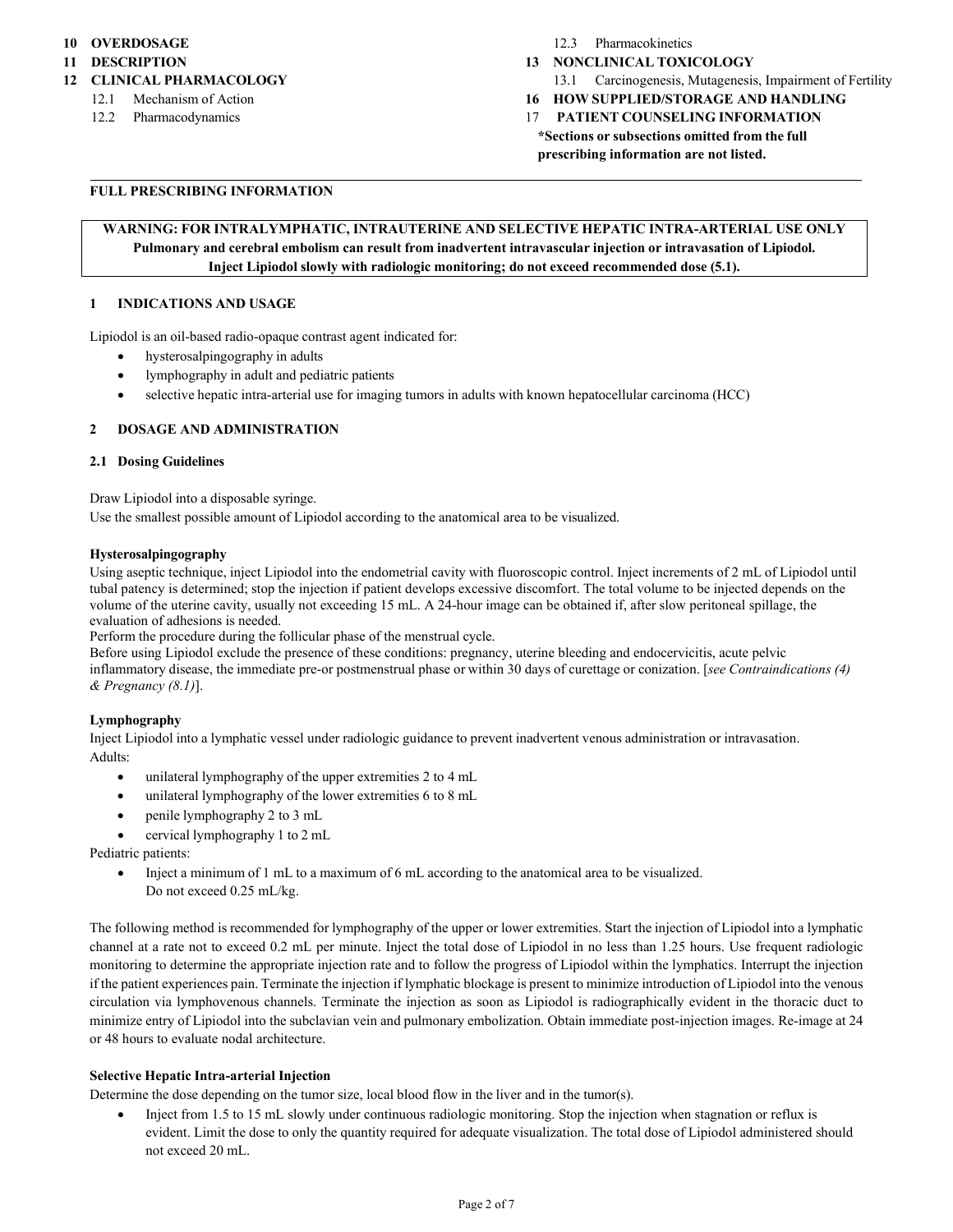**10 OVERDOSAGE**
**11 DESCRIPTION**
**12 CLINICAL PHARMACOLOGY**
12.1 Mechanism of Action
12.2 Pharmacodynamics
12.3 Pharmacokinetics
**13 NONCLINICAL TOXICOLOGY**
13.1 Carcinogenesis, Mutagenesis, Impairment of Fertility
**16 HOW SUPPLIED/STORAGE AND HANDLING**
**17 PATIENT COUNSELING INFORMATION**
**\*Sections or subsections omitted from the full prescribing information are not listed.**

---

## FULL PRESCRIBING INFORMATION

**WARNING: FOR INTRALYMPHATIC, INTRAUTERINE AND SELECTIVE HEPATIC INTRA-ARTERIAL USE ONLY**
**Pulmonary and cerebral embolism can result from inadvertent intravascular injection or intravasation of Lipiodol.**
**Inject Lipiodol slowly with radiologic monitoring; do not exceed recommended dose (5.1).**

## 1 INDICATIONS AND USAGE

Lipiodol is an oil-based radio-opaque contrast agent indicated for:

- hysterosalpingography in adults
- lymphography in adult and pediatric patients
- selective hepatic intra-arterial use for imaging tumors in adults with known hepatocellular carcinoma (HCC)

## 2 DOSAGE AND ADMINISTRATION

### 2.1 Dosing Guidelines

Draw Lipiodol into a disposable syringe.
Use the smallest possible amount of Lipiodol according to the anatomical area to be visualized.

**Hysterosalpingography**
Using aseptic technique, inject Lipiodol into the endometrial cavity with fluoroscopic control. Inject increments of 2 mL of Lipiodol until tubal patency is determined; stop the injection if patient develops excessive discomfort. The total volume to be injected depends on the volume of the uterine cavity, usually not exceeding 15 mL. A 24-hour image can be obtained if, after slow peritoneal spillage, the evaluation of adhesions is needed.
Perform the procedure during the follicular phase of the menstrual cycle.
Before using Lipiodol exclude the presence of these conditions: pregnancy, uterine bleeding and endocervicitis, acute pelvic inflammatory disease, the immediate pre-or postmenstrual phase or within 30 days of curettage or conization. [*see Contraindications (4) & Pregnancy (8.1)*].

**Lymphography**
Inject Lipiodol into a lymphatic vessel under radiologic guidance to prevent inadvertent venous administration or intravasation.
Adults:

- unilateral lymphography of the upper extremities 2 to 4 mL
- unilateral lymphography of the lower extremities 6 to 8 mL
- penile lymphography 2 to 3 mL
- cervical lymphography 1 to 2 mL

Pediatric patients:

- Inject a minimum of 1 mL to a maximum of 6 mL according to the anatomical area to be visualized. Do not exceed 0.25 mL/kg.

The following method is recommended for lymphography of the upper or lower extremities. Start the injection of Lipiodol into a lymphatic channel at a rate not to exceed 0.2 mL per minute. Inject the total dose of Lipiodol in no less than 1.25 hours. Use frequent radiologic monitoring to determine the appropriate injection rate and to follow the progress of Lipiodol within the lymphatics. Interrupt the injection if the patient experiences pain. Terminate the injection if lymphatic blockage is present to minimize introduction of Lipiodol into the venous circulation via lymphovenous channels. Terminate the injection as soon as Lipiodol is radiographically evident in the thoracic duct to minimize entry of Lipiodol into the subclavian vein and pulmonary embolization. Obtain immediate post-injection images. Re-image at 24 or 48 hours to evaluate nodal architecture.

**Selective Hepatic Intra-arterial Injection**
Determine the dose depending on the tumor size, local blood flow in the liver and in the tumor(s).

- Inject from 1.5 to 15 mL slowly under continuous radiologic monitoring. Stop the injection when stagnation or reflux is evident. Limit the dose to only the quantity required for adequate visualization. The total dose of Lipiodol administered should not exceed 20 mL.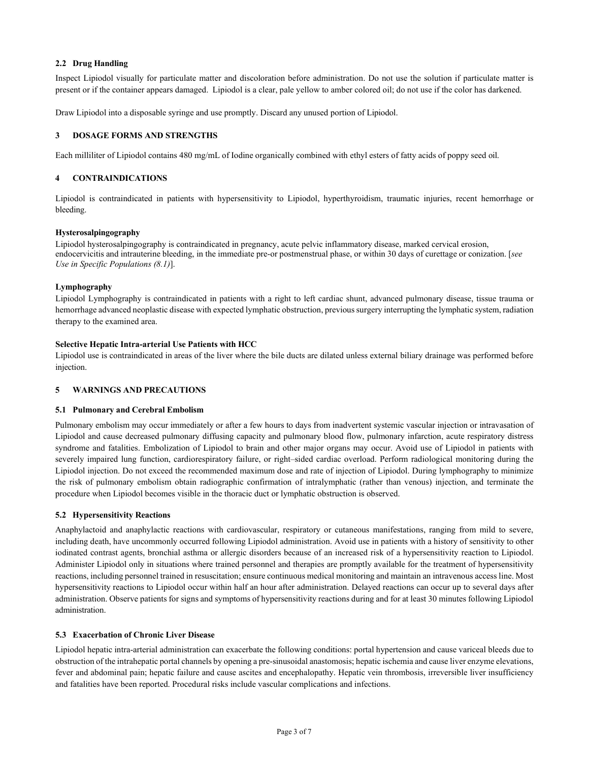### 2.2 Drug Handling

Inspect Lipiodol visually for particulate matter and discoloration before administration. Do not use the solution if particulate matter is present or if the container appears damaged. Lipiodol is a clear, pale yellow to amber colored oil; do not use if the color has darkened.

Draw Lipiodol into a disposable syringe and use promptly. Discard any unused portion of Lipiodol.

## 3 DOSAGE FORMS AND STRENGTHS

Each milliliter of Lipiodol contains 480 mg/mL of Iodine organically combined with ethyl esters of fatty acids of poppy seed oil.

## 4 CONTRAINDICATIONS

Lipiodol is contraindicated in patients with hypersensitivity to Lipiodol, hyperthyroidism, traumatic injuries, recent hemorrhage or bleeding.

**Hysterosalpingography**

Lipiodol hysterosalpingography is contraindicated in pregnancy, acute pelvic inflammatory disease, marked cervical erosion, endocervicitis and intrauterine bleeding, in the immediate pre-or postmenstrual phase, or within 30 days of curettage or conization. [*see Use in Specific Populations (8.1)*].

**Lymphography**

Lipiodol Lymphography is contraindicated in patients with a right to left cardiac shunt, advanced pulmonary disease, tissue trauma or hemorrhage advanced neoplastic disease with expected lymphatic obstruction, previous surgery interrupting the lymphatic system, radiation therapy to the examined area.

**Selective Hepatic Intra-arterial Use Patients with HCC**

Lipiodol use is contraindicated in areas of the liver where the bile ducts are dilated unless external biliary drainage was performed before injection.

## 5 WARNINGS AND PRECAUTIONS

### 5.1 Pulmonary and Cerebral Embolism

Pulmonary embolism may occur immediately or after a few hours to days from inadvertent systemic vascular injection or intravasation of Lipiodol and cause decreased pulmonary diffusing capacity and pulmonary blood flow, pulmonary infarction, acute respiratory distress syndrome and fatalities. Embolization of Lipiodol to brain and other major organs may occur. Avoid use of Lipiodol in patients with severely impaired lung function, cardiorespiratory failure, or right–sided cardiac overload. Perform radiological monitoring during the Lipiodol injection. Do not exceed the recommended maximum dose and rate of injection of Lipiodol. During lymphography to minimize the risk of pulmonary embolism obtain radiographic confirmation of intralymphatic (rather than venous) injection, and terminate the procedure when Lipiodol becomes visible in the thoracic duct or lymphatic obstruction is observed.

### 5.2 Hypersensitivity Reactions

Anaphylactoid and anaphylactic reactions with cardiovascular, respiratory or cutaneous manifestations, ranging from mild to severe, including death, have uncommonly occurred following Lipiodol administration. Avoid use in patients with a history of sensitivity to other iodinated contrast agents, bronchial asthma or allergic disorders because of an increased risk of a hypersensitivity reaction to Lipiodol. Administer Lipiodol only in situations where trained personnel and therapies are promptly available for the treatment of hypersensitivity reactions, including personnel trained in resuscitation; ensure continuous medical monitoring and maintain an intravenous access line. Most hypersensitivity reactions to Lipiodol occur within half an hour after administration. Delayed reactions can occur up to several days after administration. Observe patients for signs and symptoms of hypersensitivity reactions during and for at least 30 minutes following Lipiodol administration.

### 5.3 Exacerbation of Chronic Liver Disease

Lipiodol hepatic intra-arterial administration can exacerbate the following conditions: portal hypertension and cause variceal bleeds due to obstruction of the intrahepatic portal channels by opening a pre-sinusoidal anastomosis; hepatic ischemia and cause liver enzyme elevations, fever and abdominal pain; hepatic failure and cause ascites and encephalopathy. Hepatic vein thrombosis, irreversible liver insufficiency and fatalities have been reported. Procedural risks include vascular complications and infections.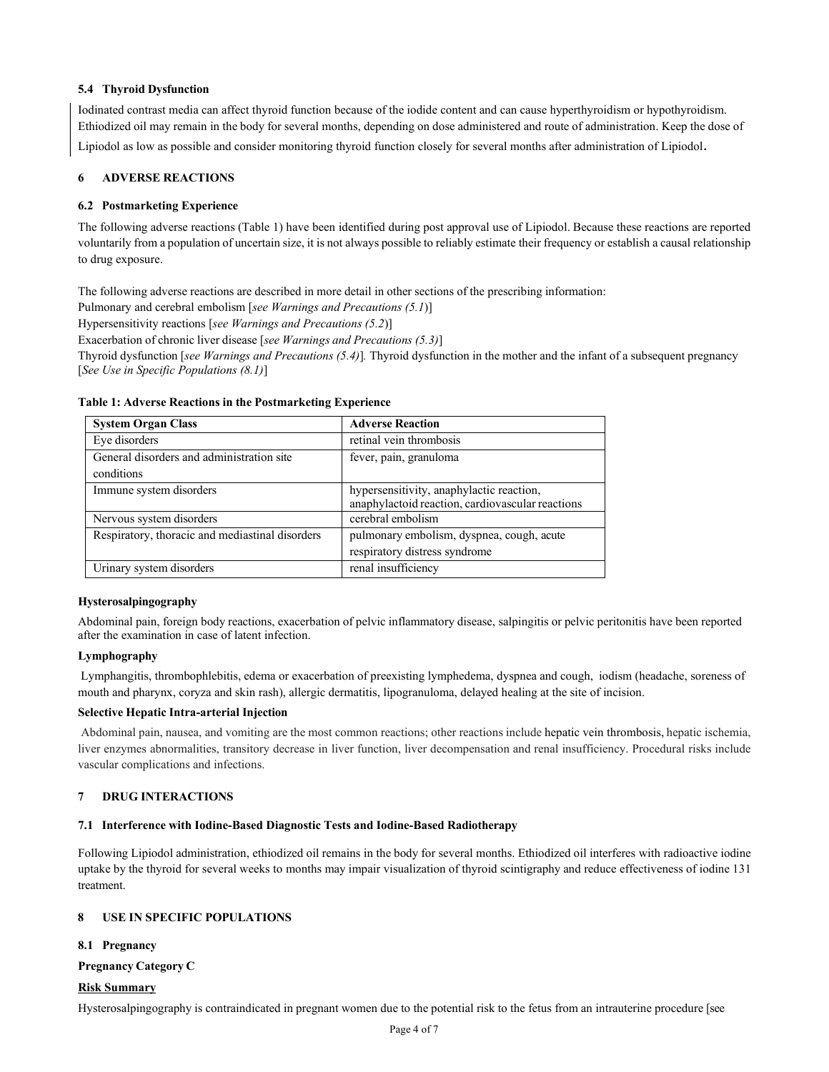### 5.4 Thyroid Dysfunction

Iodinated contrast media can affect thyroid function because of the iodide content and can cause hyperthyroidism or hypothyroidism. Ethiodized oil may remain in the body for several months, depending on dose administered and route of administration. Keep the dose of Lipiodol as low as possible and consider monitoring thyroid function closely for several months after administration of Lipiodol**.**

## 6 ADVERSE REACTIONS

### 6.2 Postmarketing Experience

The following adverse reactions (Table 1) have been identified during post approval use of Lipiodol. Because these reactions are reported voluntarily from a population of uncertain size, it is not always possible to reliably estimate their frequency or establish a causal relationship to drug exposure.

The following adverse reactions are described in more detail in other sections of the prescribing information:
Pulmonary and cerebral embolism [*see Warnings and Precautions (5.1)*]
Hypersensitivity reactions [*see Warnings and Precautions (5.2)*]
Exacerbation of chronic liver disease [*see Warnings and Precautions (5.3)*]
Thyroid dysfunction [*see Warnings and Precautions (5.4)*]*.* Thyroid dysfunction in the mother and the infant of a subsequent pregnancy [*See Use in Specific Populations (8.1)*]

**Table 1: Adverse Reactions in the Postmarketing Experience**

| System Organ Class | Adverse Reaction |
|---|---|
| Eye disorders | retinal vein thrombosis |
| General disorders and administration site conditions | fever, pain, granuloma |
| Immune system disorders | hypersensitivity, anaphylactic reaction, anaphylactoid reaction, cardiovascular reactions |
| Nervous system disorders | cerebral embolism |
| Respiratory, thoracic and mediastinal disorders | pulmonary embolism, dyspnea, cough, acute respiratory distress syndrome |
| Urinary system disorders | renal insufficiency |

**Hysterosalpingography**

Abdominal pain, foreign body reactions, exacerbation of pelvic inflammatory disease, salpingitis or pelvic peritonitis have been reported after the examination in case of latent infection.

**Lymphography**

Lymphangitis, thrombophlebitis, edema or exacerbation of preexisting lymphedema, dyspnea and cough, iodism (headache, soreness of mouth and pharynx, coryza and skin rash), allergic dermatitis, lipogranuloma, delayed healing at the site of incision.

**Selective Hepatic Intra-arterial Injection**

Abdominal pain, nausea, and vomiting are the most common reactions; other reactions include hepatic vein thrombosis, hepatic ischemia, liver enzymes abnormalities, transitory decrease in liver function, liver decompensation and renal insufficiency. Procedural risks include vascular complications and infections.

## 7 DRUG INTERACTIONS

### 7.1 Interference with Iodine-Based Diagnostic Tests and Iodine-Based Radiotherapy

Following Lipiodol administration, ethiodized oil remains in the body for several months. Ethiodized oil interferes with radioactive iodine uptake by the thyroid for several weeks to months may impair visualization of thyroid scintigraphy and reduce effectiveness of iodine 131 treatment.

## 8 USE IN SPECIFIC POPULATIONS

### 8.1 Pregnancy

**Pregnancy Category C**

**<u>Risk Summary</u>**

Hysterosalpingography is contraindicated in pregnant women due to the potential risk to the fetus from an intrauterine procedure [see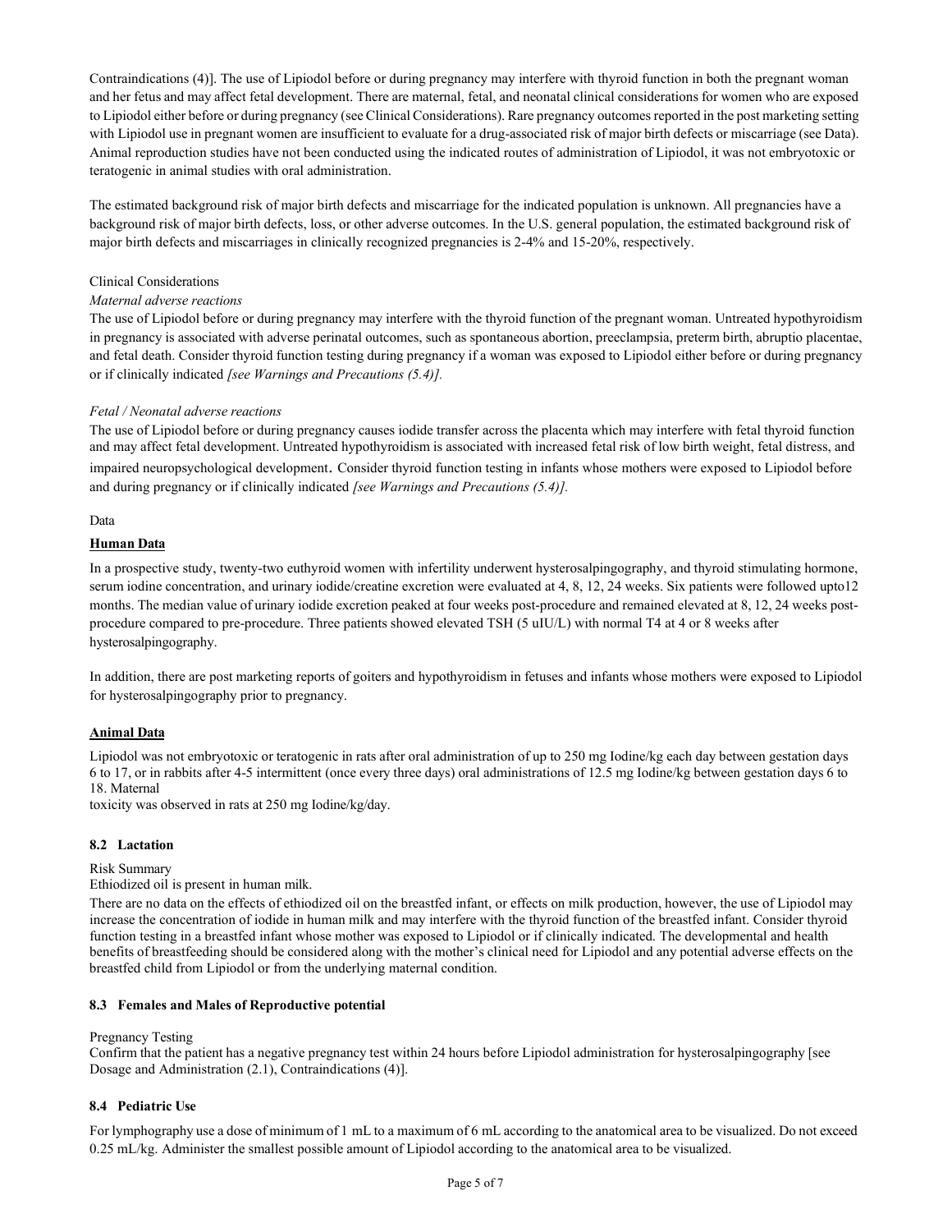Contraindications (4)]. The use of Lipiodol before or during pregnancy may interfere with thyroid function in both the pregnant woman and her fetus and may affect fetal development. There are maternal, fetal, and neonatal clinical considerations for women who are exposed to Lipiodol either before or during pregnancy (see Clinical Considerations). Rare pregnancy outcomes reported in the post marketing setting with Lipiodol use in pregnant women are insufficient to evaluate for a drug-associated risk of major birth defects or miscarriage (see Data). Animal reproduction studies have not been conducted using the indicated routes of administration of Lipiodol, it was not embryotoxic or teratogenic in animal studies with oral administration.

The estimated background risk of major birth defects and miscarriage for the indicated population is unknown. All pregnancies have a background risk of major birth defects, loss, or other adverse outcomes. In the U.S. general population, the estimated background risk of major birth defects and miscarriages in clinically recognized pregnancies is 2-4% and 15-20%, respectively.

Clinical Considerations

*Maternal adverse reactions*

The use of Lipiodol before or during pregnancy may interfere with the thyroid function of the pregnant woman. Untreated hypothyroidism in pregnancy is associated with adverse perinatal outcomes, such as spontaneous abortion, preeclampsia, preterm birth, abruptio placentae, and fetal death. Consider thyroid function testing during pregnancy if a woman was exposed to Lipiodol either before or during pregnancy or if clinically indicated *[see Warnings and Precautions (5.4)].*

*Fetal / Neonatal adverse reactions*

The use of Lipiodol before or during pregnancy causes iodide transfer across the placenta which may interfere with fetal thyroid function and may affect fetal development. Untreated hypothyroidism is associated with increased fetal risk of low birth weight, fetal distress, and impaired neuropsychological development. Consider thyroid function testing in infants whose mothers were exposed to Lipiodol before and during pregnancy or if clinically indicated *[see Warnings and Precautions (5.4)].*

Data

**Human Data**

In a prospective study, twenty-two euthyroid women with infertility underwent hysterosalpingography, and thyroid stimulating hormone, serum iodine concentration, and urinary iodide/creatine excretion were evaluated at 4, 8, 12, 24 weeks. Six patients were followed upto12 months. The median value of urinary iodide excretion peaked at four weeks post-procedure and remained elevated at 8, 12, 24 weeks post-procedure compared to pre-procedure. Three patients showed elevated TSH (5 uIU/L) with normal T4 at 4 or 8 weeks after hysterosalpingography.

In addition, there are post marketing reports of goiters and hypothyroidism in fetuses and infants whose mothers were exposed to Lipiodol for hysterosalpingography prior to pregnancy.

**Animal Data**

Lipiodol was not embryotoxic or teratogenic in rats after oral administration of up to 250 mg Iodine/kg each day between gestation days 6 to 17, or in rabbits after 4-5 intermittent (once every three days) oral administrations of 12.5 mg Iodine/kg between gestation days 6 to 18. Maternal toxicity was observed in rats at 250 mg Iodine/kg/day.

### 8.2 Lactation

Risk Summary

Ethiodized oil is present in human milk.

There are no data on the effects of ethiodized oil on the breastfed infant, or effects on milk production, however, the use of Lipiodol may increase the concentration of iodide in human milk and may interfere with the thyroid function of the breastfed infant. Consider thyroid function testing in a breastfed infant whose mother was exposed to Lipiodol or if clinically indicated. The developmental and health benefits of breastfeeding should be considered along with the mother's clinical need for Lipiodol and any potential adverse effects on the breastfed child from Lipiodol or from the underlying maternal condition.

### 8.3 Females and Males of Reproductive potential

Pregnancy Testing

Confirm that the patient has a negative pregnancy test within 24 hours before Lipiodol administration for hysterosalpingography [see Dosage and Administration (2.1), Contraindications (4)].

### 8.4 Pediatric Use

For lymphography use a dose of minimum of 1 mL to a maximum of 6 mL according to the anatomical area to be visualized. Do not exceed 0.25 mL/kg. Administer the smallest possible amount of Lipiodol according to the anatomical area to be visualized.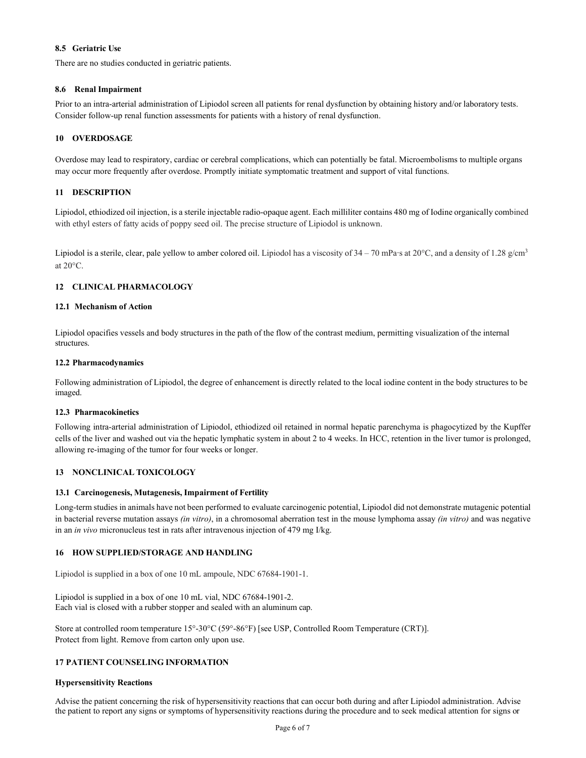### 8.5 Geriatric Use

There are no studies conducted in geriatric patients.

### 8.6 Renal Impairment

Prior to an intra-arterial administration of Lipiodol screen all patients for renal dysfunction by obtaining history and/or laboratory tests. Consider follow-up renal function assessments for patients with a history of renal dysfunction.

## 10 OVERDOSAGE

Overdose may lead to respiratory, cardiac or cerebral complications, which can potentially be fatal. Microembolisms to multiple organs may occur more frequently after overdose. Promptly initiate symptomatic treatment and support of vital functions.

## 11 DESCRIPTION

Lipiodol, ethiodized oil injection, is a sterile injectable radio-opaque agent. Each milliliter contains 480 mg of Iodine organically combined with ethyl esters of fatty acids of poppy seed oil. The precise structure of Lipiodol is unknown.

Lipiodol is a sterile, clear, pale yellow to amber colored oil. Lipiodol has a viscosity of 34 – 70 mPa·s at 20°C, and a density of 1.28 g/$cm^3$ at 20°C.

## 12 CLINICAL PHARMACOLOGY

### 12.1 Mechanism of Action

Lipiodol opacifies vessels and body structures in the path of the flow of the contrast medium, permitting visualization of the internal structures.

### 12.2 Pharmacodynamics

Following administration of Lipiodol, the degree of enhancement is directly related to the local iodine content in the body structures to be imaged.

### 12.3 Pharmacokinetics

Following intra-arterial administration of Lipiodol, ethiodized oil retained in normal hepatic parenchyma is phagocytized by the Kupffer cells of the liver and washed out via the hepatic lymphatic system in about 2 to 4 weeks. In HCC, retention in the liver tumor is prolonged, allowing re-imaging of the tumor for four weeks or longer.

## 13 NONCLINICAL TOXICOLOGY

### 13.1 Carcinogenesis, Mutagenesis, Impairment of Fertility

Long-term studies in animals have not been performed to evaluate carcinogenic potential, Lipiodol did not demonstrate mutagenic potential in bacterial reverse mutation assays *(in vitro)*, in a chromosomal aberration test in the mouse lymphoma assay *(in vitro)* and was negative in an *in vivo* micronucleus test in rats after intravenous injection of 479 mg I/kg.

## 16 HOW SUPPLIED/STORAGE AND HANDLING

Lipiodol is supplied in a box of one 10 mL ampoule, NDC 67684-1901-1.

Lipiodol is supplied in a box of one 10 mL vial, NDC 67684-1901-2.
Each vial is closed with a rubber stopper and sealed with an aluminum cap.

Store at controlled room temperature 15°-30°C (59°-86°F) [see USP, Controlled Room Temperature (CRT)].
Protect from light. Remove from carton only upon use.

## 17 PATIENT COUNSELING INFORMATION

**Hypersensitivity Reactions**

Advise the patient concerning the risk of hypersensitivity reactions that can occur both during and after Lipiodol administration. Advise the patient to report any signs or symptoms of hypersensitivity reactions during the procedure and to seek medical attention for signs or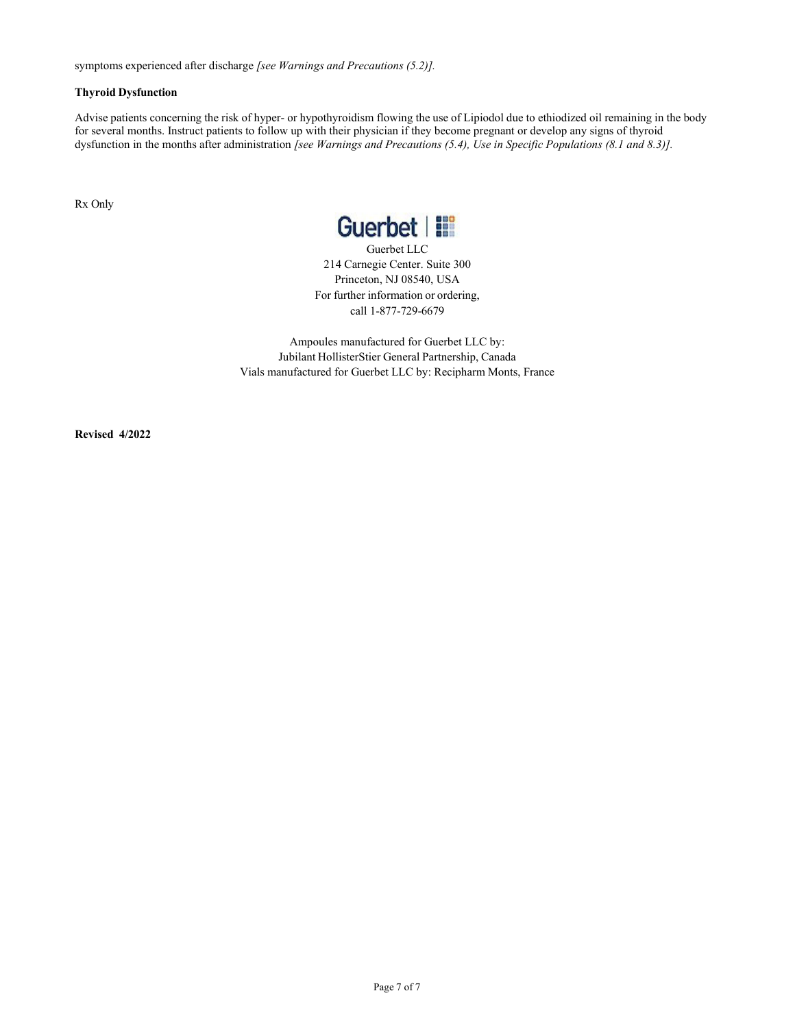symptoms experienced after discharge *[see Warnings and Precautions (5.2)].*

**Thyroid Dysfunction**

Advise patients concerning the risk of hyper- or hypothyroidism flowing the use of Lipiodol due to ethiodized oil remaining in the body for several months. Instruct patients to follow up with their physician if they become pregnant or develop any signs of thyroid dysfunction in the months after administration *[see Warnings and Precautions (5.4), Use in Specific Populations (8.1 and 8.3)].*

Rx Only

Guerbet

Guerbet LLC
214 Carnegie Center. Suite 300
Princeton, NJ 08540, USA
For further information or ordering,
call 1-877-729-6679

Ampoules manufactured for Guerbet LLC by:
Jubilant HollisterStier General Partnership, Canada
Vials manufactured for Guerbet LLC by: Recipharm Monts, France

**Revised 4/2022**